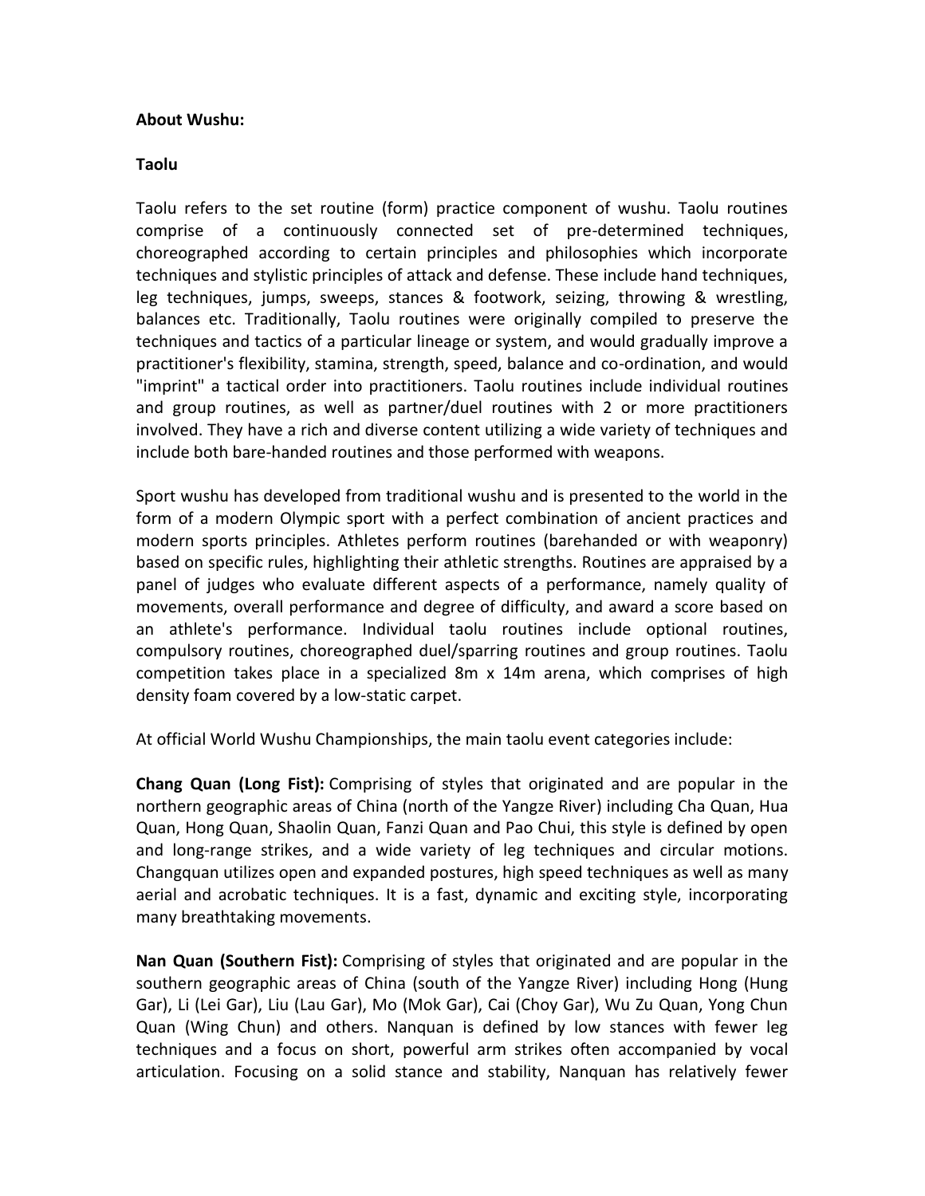**About Wushu:**

**Taolu**

Taolu refers to the set routine (form) practice component of wushu. Taolu routines comprise of a continuously connected set of pre-determined techniques, choreographed according to certain principles and philosophies which incorporate techniques and stylistic principles of attack and defense. These include hand techniques, leg techniques, jumps, sweeps, stances & footwork, seizing, throwing & wrestling, balances etc. Traditionally, Taolu routines were originally compiled to preserve the techniques and tactics of a particular lineage or system, and would gradually improve a practitioner's flexibility, stamina, strength, speed, balance and co-ordination, and would "imprint" a tactical order into practitioners. Taolu routines include individual routines and group routines, as well as partner/duel routines with 2 or more practitioners involved. They have a rich and diverse content utilizing a wide variety of techniques and include both bare-handed routines and those performed with weapons.

Sport wushu has developed from traditional wushu and is presented to the world in the form of a modern Olympic sport with a perfect combination of ancient practices and modern sports principles. Athletes perform routines (barehanded or with weaponry) based on specific rules, highlighting their athletic strengths. Routines are appraised by a panel of judges who evaluate different aspects of a performance, namely quality of movements, overall performance and degree of difficulty, and award a score based on an athlete's performance. Individual taolu routines include optional routines, compulsory routines, choreographed duel/sparring routines and group routines. Taolu competition takes place in a specialized 8m x 14m arena, which comprises of high density foam covered by a low-static carpet.

At official World Wushu Championships, the main taolu event categories include:

**Chang Quan (Long Fist):** Comprising of styles that originated and are popular in the northern geographic areas of China (north of the Yangze River) including Cha Quan, Hua Quan, Hong Quan, Shaolin Quan, Fanzi Quan and Pao Chui, this style is defined by open and long-range strikes, and a wide variety of leg techniques and circular motions. Changquan utilizes open and expanded postures, high speed techniques as well as many aerial and acrobatic techniques. It is a fast, dynamic and exciting style, incorporating many breathtaking movements.

**Nan Quan (Southern Fist):** Comprising of styles that originated and are popular in the southern geographic areas of China (south of the Yangze River) including Hong (Hung Gar), Li (Lei Gar), Liu (Lau Gar), Mo (Mok Gar), Cai (Choy Gar), Wu Zu Quan, Yong Chun Quan (Wing Chun) and others. Nanquan is defined by low stances with fewer leg techniques and a focus on short, powerful arm strikes often accompanied by vocal articulation. Focusing on a solid stance and stability, Nanquan has relatively fewer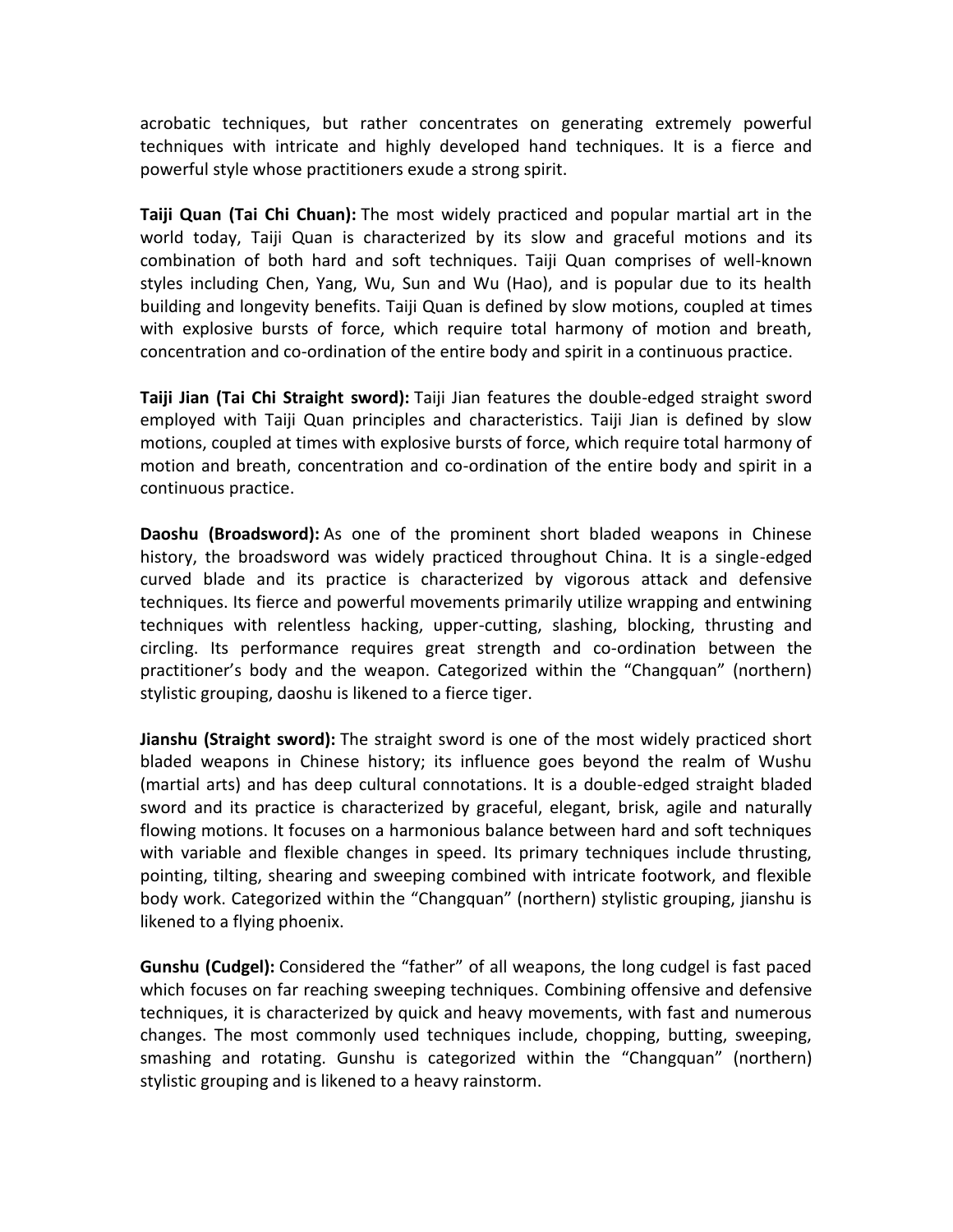acrobatic techniques, but rather concentrates on generating extremely powerful techniques with intricate and highly developed hand techniques. It is a fierce and powerful style whose practitioners exude a strong spirit.

**Taiji Quan (Tai Chi Chuan):** The most widely practiced and popular martial art in the world today, Taiji Quan is characterized by its slow and graceful motions and its combination of both hard and soft techniques. Taiji Quan comprises of well-known styles including Chen, Yang, Wu, Sun and Wu (Hao), and is popular due to its health building and longevity benefits. Taiji Quan is defined by slow motions, coupled at times with explosive bursts of force, which require total harmony of motion and breath, concentration and co-ordination of the entire body and spirit in a continuous practice.

**Taiji Jian (Tai Chi Straight sword):** Taiji Jian features the double-edged straight sword employed with Taiji Quan principles and characteristics. Taiji Jian is defined by slow motions, coupled at times with explosive bursts of force, which require total harmony of motion and breath, concentration and co-ordination of the entire body and spirit in a continuous practice.

**Daoshu (Broadsword):** As one of the prominent short bladed weapons in Chinese history, the broadsword was widely practiced throughout China. It is a single-edged curved blade and its practice is characterized by vigorous attack and defensive techniques. Its fierce and powerful movements primarily utilize wrapping and entwining techniques with relentless hacking, upper-cutting, slashing, blocking, thrusting and circling. Its performance requires great strength and co-ordination between the practitioner's body and the weapon. Categorized within the "Changquan" (northern) stylistic grouping, daoshu is likened to a fierce tiger.

**Jianshu (Straight sword):** The straight sword is one of the most widely practiced short bladed weapons in Chinese history; its influence goes beyond the realm of Wushu (martial arts) and has deep cultural connotations. It is a double-edged straight bladed sword and its practice is characterized by graceful, elegant, brisk, agile and naturally flowing motions. It focuses on a harmonious balance between hard and soft techniques with variable and flexible changes in speed. Its primary techniques include thrusting, pointing, tilting, shearing and sweeping combined with intricate footwork, and flexible body work. Categorized within the "Changquan" (northern) stylistic grouping, jianshu is likened to a flying phoenix.

**Gunshu (Cudgel):** Considered the "father" of all weapons, the long cudgel is fast paced which focuses on far reaching sweeping techniques. Combining offensive and defensive techniques, it is characterized by quick and heavy movements, with fast and numerous changes. The most commonly used techniques include, chopping, butting, sweeping, smashing and rotating. Gunshu is categorized within the "Changquan" (northern) stylistic grouping and is likened to a heavy rainstorm.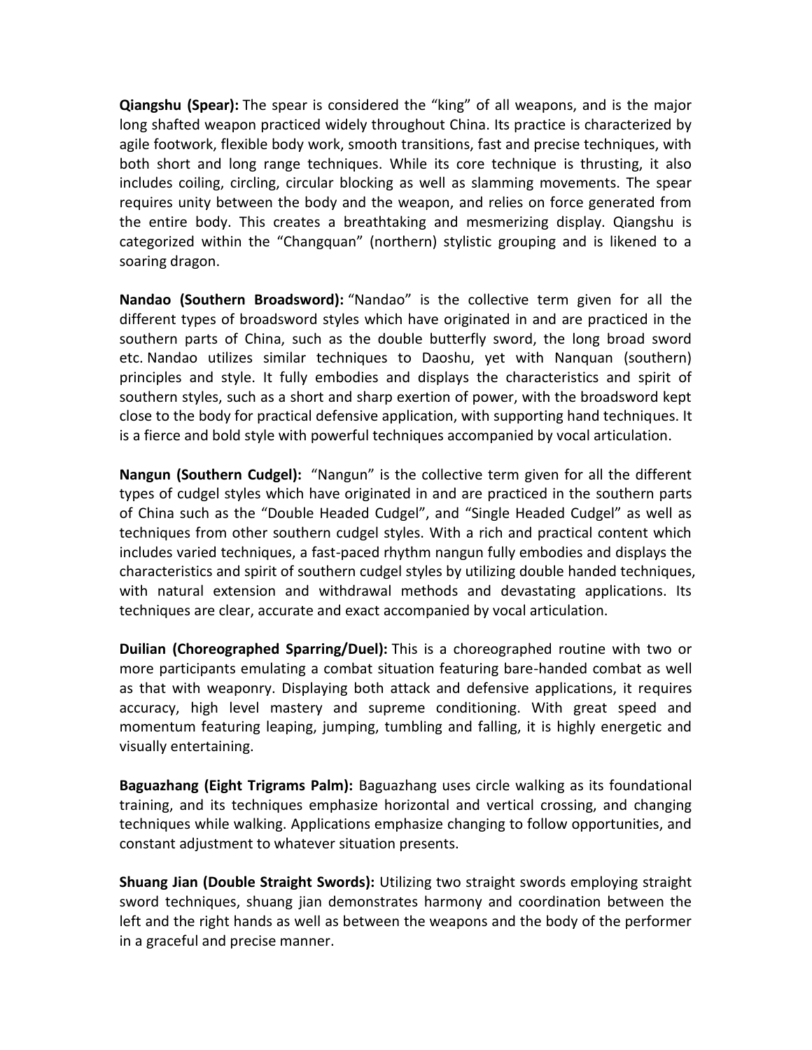**Qiangshu (Spear):** The spear is considered the "king" of all weapons, and is the major long shafted weapon practiced widely throughout China. Its practice is characterized by agile footwork, flexible body work, smooth transitions, fast and precise techniques, with both short and long range techniques. While its core technique is thrusting, it also includes coiling, circling, circular blocking as well as slamming movements. The spear requires unity between the body and the weapon, and relies on force generated from the entire body. This creates a breathtaking and mesmerizing display. Qiangshu is categorized within the "Changquan" (northern) stylistic grouping and is likened to a soaring dragon.

**Nandao (Southern Broadsword):** "Nandao" is the collective term given for all the different types of broadsword styles which have originated in and are practiced in the southern parts of China, such as the double butterfly sword, the long broad sword etc. Nandao utilizes similar techniques to Daoshu, yet with Nanquan (southern) principles and style. It fully embodies and displays the characteristics and spirit of southern styles, such as a short and sharp exertion of power, with the broadsword kept close to the body for practical defensive application, with supporting hand techniques. It is a fierce and bold style with powerful techniques accompanied by vocal articulation.

**Nangun (Southern Cudgel):** "Nangun" is the collective term given for all the different types of cudgel styles which have originated in and are practiced in the southern parts of China such as the "Double Headed Cudgel", and "Single Headed Cudgel" as well as techniques from other southern cudgel styles. With a rich and practical content which includes varied techniques, a fast-paced rhythm nangun fully embodies and displays the characteristics and spirit of southern cudgel styles by utilizing double handed techniques, with natural extension and withdrawal methods and devastating applications. Its techniques are clear, accurate and exact accompanied by vocal articulation.

**Duilian (Choreographed Sparring/Duel):** This is a choreographed routine with two or more participants emulating a combat situation featuring bare-handed combat as well as that with weaponry. Displaying both attack and defensive applications, it requires accuracy, high level mastery and supreme conditioning. With great speed and momentum featuring leaping, jumping, tumbling and falling, it is highly energetic and visually entertaining.

**Baguazhang (Eight Trigrams Palm):** Baguazhang uses circle walking as its foundational training, and its techniques emphasize horizontal and vertical crossing, and changing techniques while walking. Applications emphasize changing to follow opportunities, and constant adjustment to whatever situation presents.

**Shuang Jian (Double Straight Swords):** Utilizing two straight swords employing straight sword techniques, shuang jian demonstrates harmony and coordination between the left and the right hands as well as between the weapons and the body of the performer in a graceful and precise manner.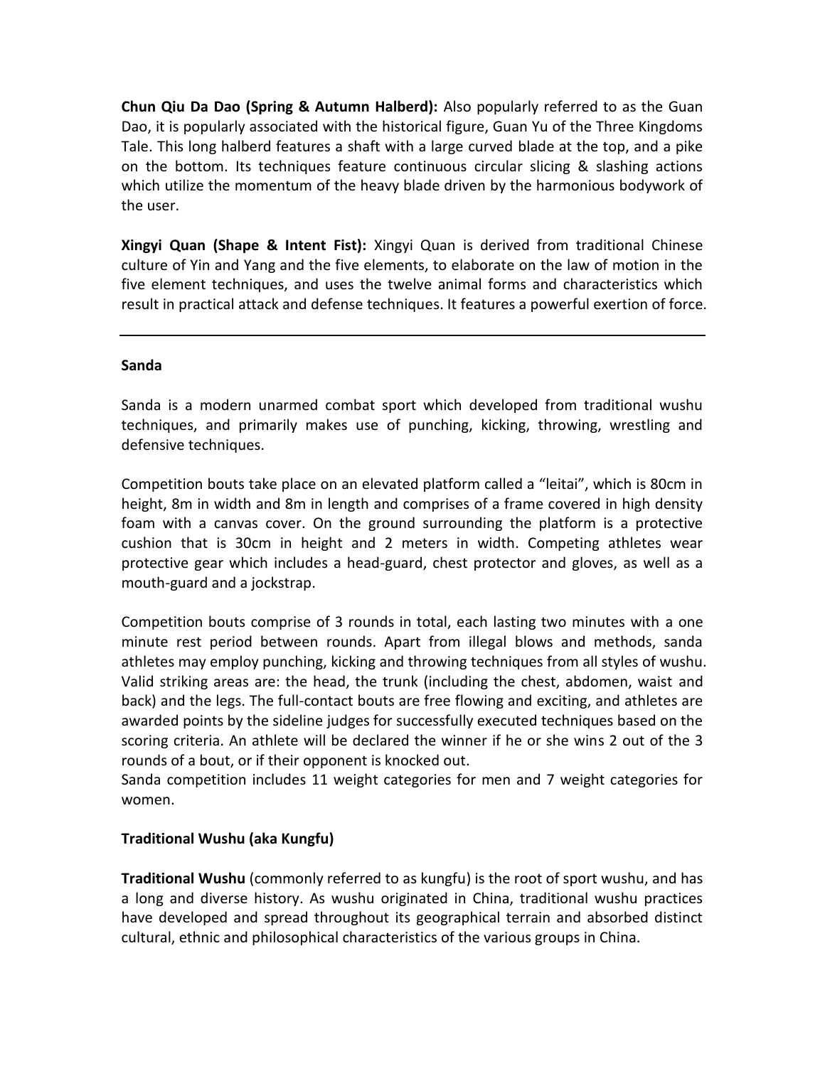**Chun Qiu Da Dao (Spring & Autumn Halberd):** Also popularly referred to as the Guan Dao, it is popularly associated with the historical figure, Guan Yu of the Three Kingdoms Tale. This long halberd features a shaft with a large curved blade at the top, and a pike on the bottom. Its techniques feature continuous circular slicing & slashing actions which utilize the momentum of the heavy blade driven by the harmonious bodywork of the user.

**Xingyi Quan (Shape & Intent Fist):** Xingyi Quan is derived from traditional Chinese culture of Yin and Yang and the five elements, to elaborate on the law of motion in the five element techniques, and uses the twelve animal forms and characteristics which result in practical attack and defense techniques. It features a powerful exertion of force.

---

**Sanda**

Sanda is a modern unarmed combat sport which developed from traditional wushu techniques, and primarily makes use of punching, kicking, throwing, wrestling and defensive techniques.

Competition bouts take place on an elevated platform called a "leitai", which is 80cm in height, 8m in width and 8m in length and comprises of a frame covered in high density foam with a canvas cover. On the ground surrounding the platform is a protective cushion that is 30cm in height and 2 meters in width. Competing athletes wear protective gear which includes a head-guard, chest protector and gloves, as well as a mouth-guard and a jockstrap.

Competition bouts comprise of 3 rounds in total, each lasting two minutes with a one minute rest period between rounds. Apart from illegal blows and methods, sanda athletes may employ punching, kicking and throwing techniques from all styles of wushu. Valid striking areas are: the head, the trunk (including the chest, abdomen, waist and back) and the legs. The full-contact bouts are free flowing and exciting, and athletes are awarded points by the sideline judges for successfully executed techniques based on the scoring criteria. An athlete will be declared the winner if he or she wins 2 out of the 3 rounds of a bout, or if their opponent is knocked out.
Sanda competition includes 11 weight categories for men and 7 weight categories for women.

**Traditional Wushu (aka Kungfu)**

**Traditional Wushu** (commonly referred to as kungfu) is the root of sport wushu, and has a long and diverse history. As wushu originated in China, traditional wushu practices have developed and spread throughout its geographical terrain and absorbed distinct cultural, ethnic and philosophical characteristics of the various groups in China.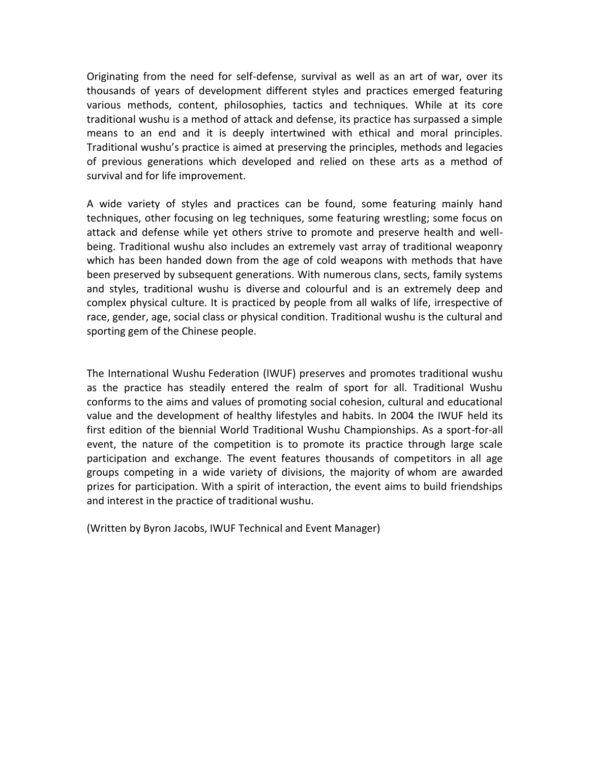Originating from the need for self-defense, survival as well as an art of war, over its thousands of years of development different styles and practices emerged featuring various methods, content, philosophies, tactics and techniques. While at its core traditional wushu is a method of attack and defense, its practice has surpassed a simple means to an end and it is deeply intertwined with ethical and moral principles. Traditional wushu's practice is aimed at preserving the principles, methods and legacies of previous generations which developed and relied on these arts as a method of survival and for life improvement.

A wide variety of styles and practices can be found, some featuring mainly hand techniques, other focusing on leg techniques, some featuring wrestling; some focus on attack and defense while yet others strive to promote and preserve health and well-being. Traditional wushu also includes an extremely vast array of traditional weaponry which has been handed down from the age of cold weapons with methods that have been preserved by subsequent generations. With numerous clans, sects, family systems and styles, traditional wushu is diverse and colourful and is an extremely deep and complex physical culture. It is practiced by people from all walks of life, irrespective of race, gender, age, social class or physical condition. Traditional wushu is the cultural and sporting gem of the Chinese people.

The International Wushu Federation (IWUF) preserves and promotes traditional wushu as the practice has steadily entered the realm of sport for all. Traditional Wushu conforms to the aims and values of promoting social cohesion, cultural and educational value and the development of healthy lifestyles and habits. In 2004 the IWUF held its first edition of the biennial World Traditional Wushu Championships. As a sport-for-all event, the nature of the competition is to promote its practice through large scale participation and exchange. The event features thousands of competitors in all age groups competing in a wide variety of divisions, the majority of whom are awarded prizes for participation. With a spirit of interaction, the event aims to build friendships and interest in the practice of traditional wushu.

(Written by Byron Jacobs, IWUF Technical and Event Manager)